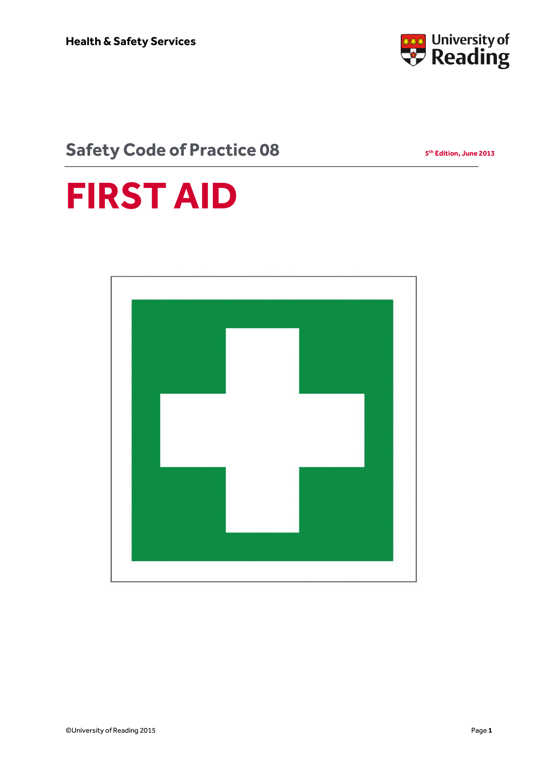Health & Safety Services

University of Reading

## Safety Code of Practice 08

5th Edition, June 2013

# FIRST AID

©University of Reading 2015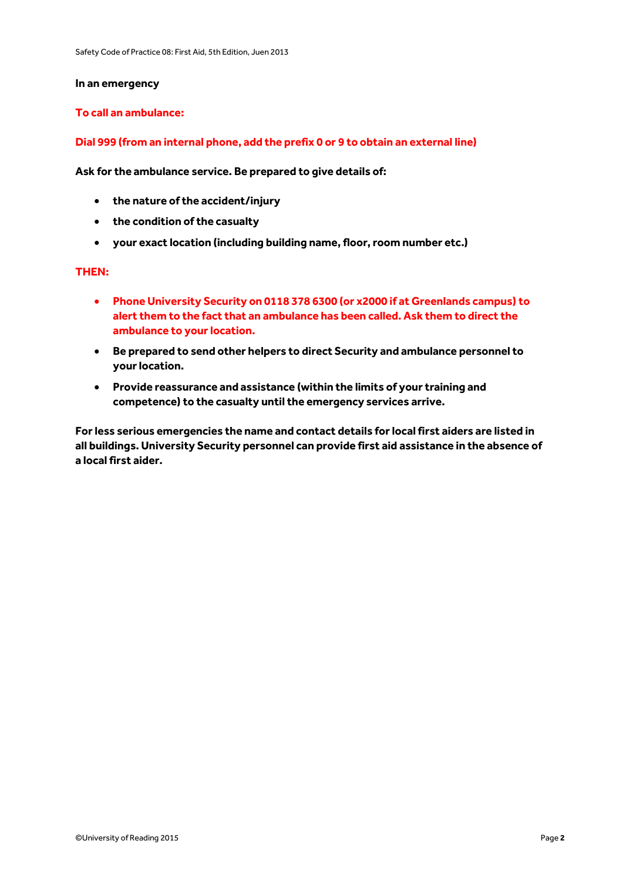**In an emergency**

**To call an ambulance:**

**Dial 999 (from an internal phone, add the prefix 0 or 9 to obtain an external line)**

**Ask for the ambulance service. Be prepared to give details of:**

- **the nature of the accident/injury**
- **the condition of the casualty**
- **your exact location (including building name, floor, room number etc.)**

**THEN:**

- **Phone University Security on 0118 378 6300 (or x2000 if at Greenlands campus) to alert them to the fact that an ambulance has been called. Ask them to direct the ambulance to your location.**
- **Be prepared to send other helpers to direct Security and ambulance personnel to your location.**
- **Provide reassurance and assistance (within the limits of your training and competence) to the casualty until the emergency services arrive.**

**For less serious emergencies the name and contact details for local first aiders are listed in all buildings. University Security personnel can provide first aid assistance in the absence of a local first aider.**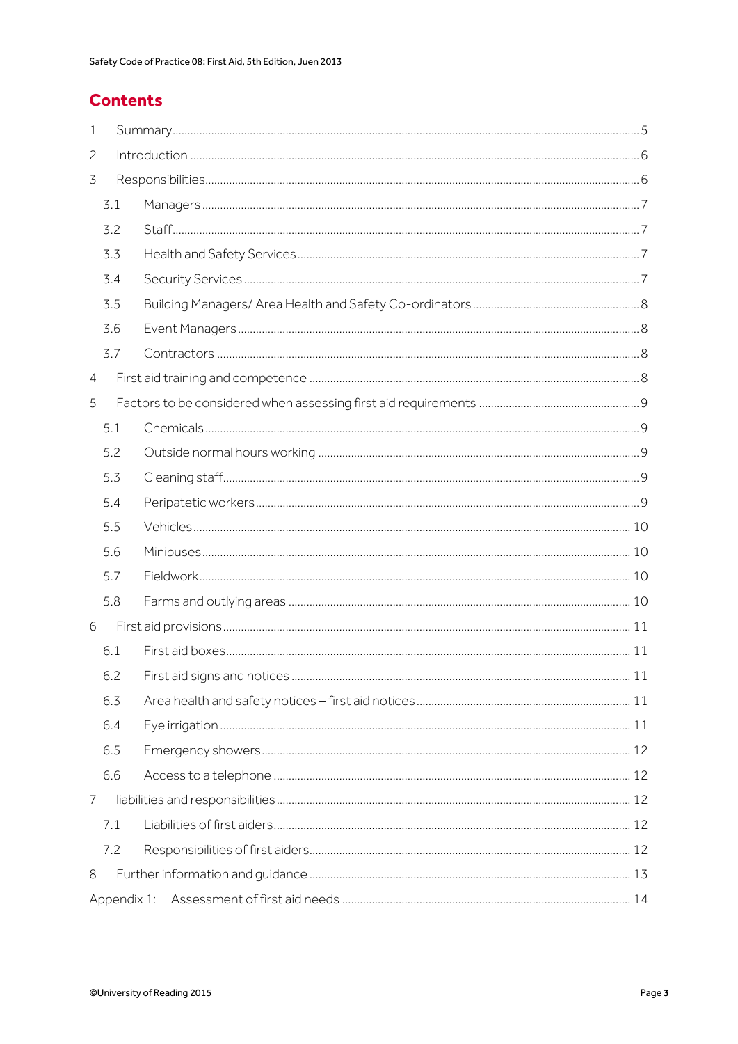# Contents

1 Summary .......... 5

2 Introduction .......... 6

3 Responsibilities .......... 6

- 3.1 Managers .......... 7
- 3.2 Staff .......... 7
- 3.3 Health and Safety Services .......... 7
- 3.4 Security Services .......... 7
- 3.5 Building Managers/ Area Health and Safety Co-ordinators .......... 8
- 3.6 Event Managers .......... 8
- 3.7 Contractors .......... 8

4 First aid training and competence .......... 8

5 Factors to be considered when assessing first aid requirements .......... 9

- 5.1 Chemicals .......... 9
- 5.2 Outside normal hours working .......... 9
- 5.3 Cleaning staff .......... 9
- 5.4 Peripatetic workers .......... 9
- 5.5 Vehicles .......... 10
- 5.6 Minibuses .......... 10
- 5.7 Fieldwork .......... 10
- 5.8 Farms and outlying areas .......... 10

6 First aid provisions .......... 11

- 6.1 First aid boxes .......... 11
- 6.2 First aid signs and notices .......... 11
- 6.3 Area health and safety notices – first aid notices .......... 11
- 6.4 Eye irrigation .......... 11
- 6.5 Emergency showers .......... 12
- 6.6 Access to a telephone .......... 12

7 liabilities and responsibilities .......... 12

- 7.1 Liabilities of first aiders .......... 12
- 7.2 Responsibilities of first aiders .......... 12

8 Further information and guidance .......... 13

Appendix 1: Assessment of first aid needs .......... 14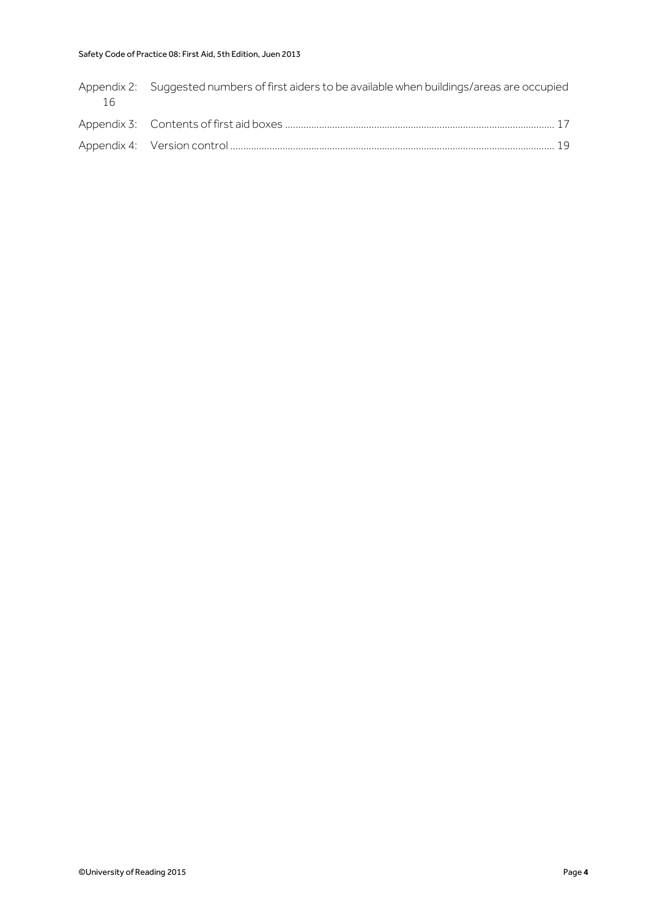Appendix 2: Suggested numbers of first aiders to be available when buildings/areas are occupied 16

Appendix 3: Contents of first aid boxes ..................................................................................................... 17

Appendix 4: Version control ........................................................................................................................ 19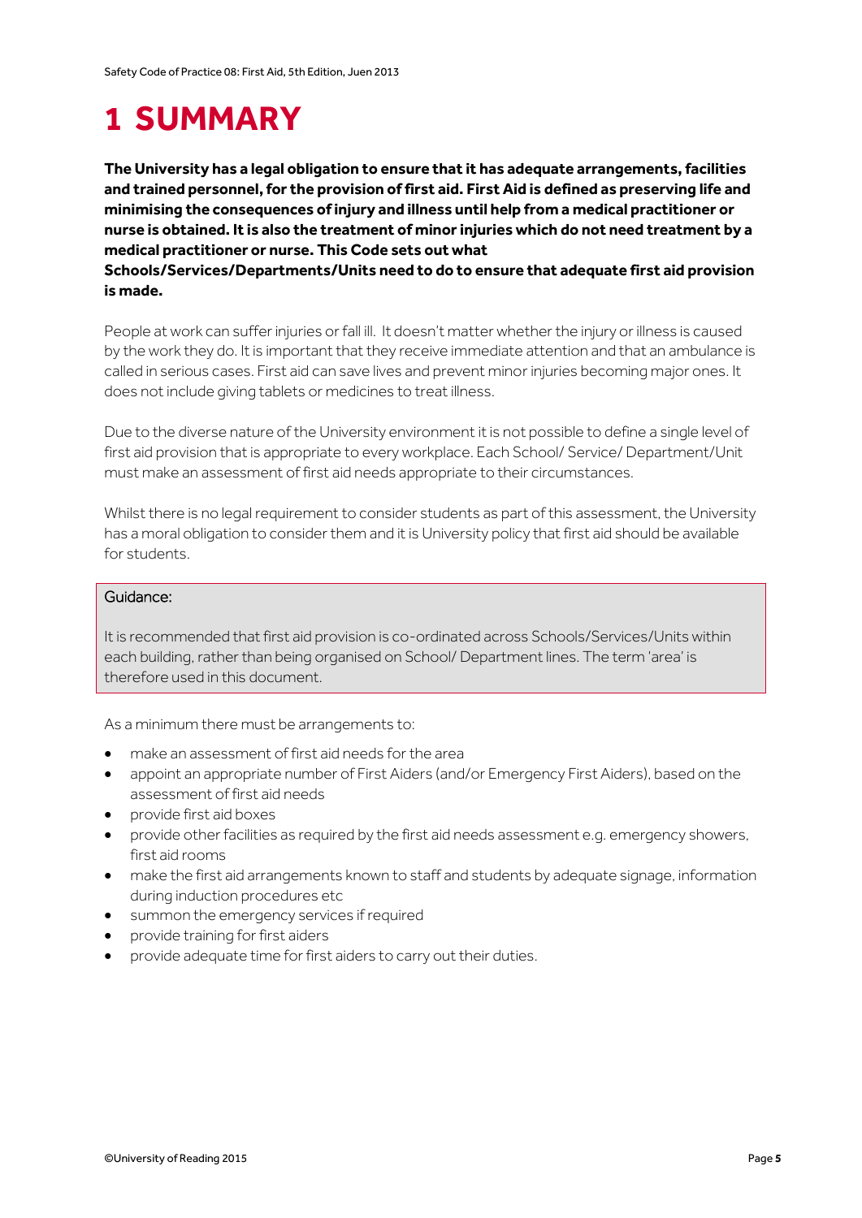# 1 SUMMARY

**The University has a legal obligation to ensure that it has adequate arrangements, facilities and trained personnel, for the provision of first aid. First Aid is defined as preserving life and minimising the consequences of injury and illness until help from a medical practitioner or nurse is obtained. It is also the treatment of minor injuries which do not need treatment by a medical practitioner or nurse. This Code sets out what Schools/Services/Departments/Units need to do to ensure that adequate first aid provision is made.**

People at work can suffer injuries or fall ill. It doesn't matter whether the injury or illness is caused by the work they do. It is important that they receive immediate attention and that an ambulance is called in serious cases. First aid can save lives and prevent minor injuries becoming major ones. It does not include giving tablets or medicines to treat illness.

Due to the diverse nature of the University environment it is not possible to define a single level of first aid provision that is appropriate to every workplace. Each School/ Service/ Department/Unit must make an assessment of first aid needs appropriate to their circumstances.

Whilst there is no legal requirement to consider students as part of this assessment, the University has a moral obligation to consider them and it is University policy that first aid should be available for students.

> Guidance:
>
> It is recommended that first aid provision is co-ordinated across Schools/Services/Units within each building, rather than being organised on School/ Department lines. The term 'area' is therefore used in this document.

As a minimum there must be arrangements to:

- make an assessment of first aid needs for the area
- appoint an appropriate number of First Aiders (and/or Emergency First Aiders), based on the assessment of first aid needs
- provide first aid boxes
- provide other facilities as required by the first aid needs assessment e.g. emergency showers, first aid rooms
- make the first aid arrangements known to staff and students by adequate signage, information during induction procedures etc
- summon the emergency services if required
- provide training for first aiders
- provide adequate time for first aiders to carry out their duties.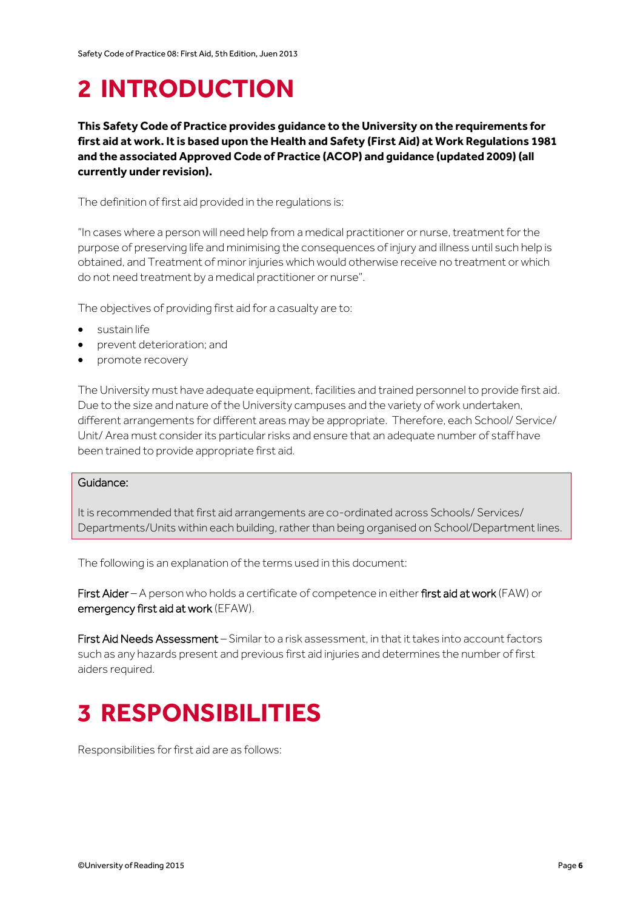# 2 INTRODUCTION

**This Safety Code of Practice provides guidance to the University on the requirements for first aid at work. It is based upon the Health and Safety (First Aid) at Work Regulations 1981 and the associated Approved Code of Practice (ACOP) and guidance (updated 2009) (all currently under revision).**

The definition of first aid provided in the regulations is:

"In cases where a person will need help from a medical practitioner or nurse, treatment for the purpose of preserving life and minimising the consequences of injury and illness until such help is obtained, and Treatment of minor injuries which would otherwise receive no treatment or which do not need treatment by a medical practitioner or nurse".

The objectives of providing first aid for a casualty are to:

- sustain life
- prevent deterioration; and
- promote recovery

The University must have adequate equipment, facilities and trained personnel to provide first aid. Due to the size and nature of the University campuses and the variety of work undertaken, different arrangements for different areas may be appropriate. Therefore, each School/ Service/ Unit/ Area must consider its particular risks and ensure that an adequate number of staff have been trained to provide appropriate first aid.

> Guidance:
>
> It is recommended that first aid arrangements are co-ordinated across Schools/ Services/ Departments/Units within each building, rather than being organised on School/Department lines.

The following is an explanation of the terms used in this document:

First Aider – A person who holds a certificate of competence in either first aid at work (FAW) or emergency first aid at work (EFAW).

First Aid Needs Assessment – Similar to a risk assessment, in that it takes into account factors such as any hazards present and previous first aid injuries and determines the number of first aiders required.

# 3 RESPONSIBILITIES

Responsibilities for first aid are as follows: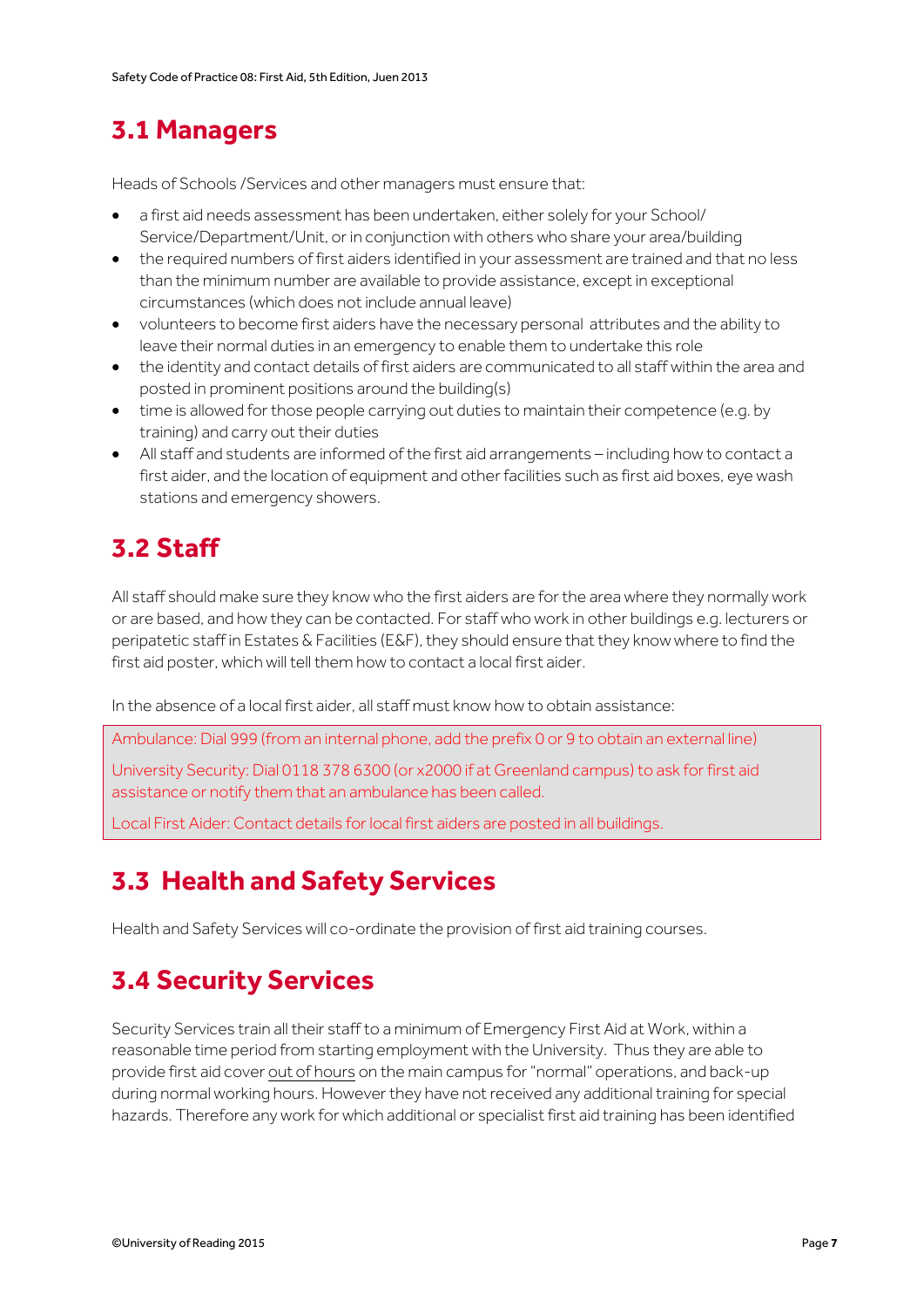## 3.1 Managers

Heads of Schools /Services and other managers must ensure that:

- a first aid needs assessment has been undertaken, either solely for your School/ Service/Department/Unit, or in conjunction with others who share your area/building
- the required numbers of first aiders identified in your assessment are trained and that no less than the minimum number are available to provide assistance, except in exceptional circumstances (which does not include annual leave)
- volunteers to become first aiders have the necessary personal attributes and the ability to leave their normal duties in an emergency to enable them to undertake this role
- the identity and contact details of first aiders are communicated to all staff within the area and posted in prominent positions around the building(s)
- time is allowed for those people carrying out duties to maintain their competence (e.g. by training) and carry out their duties
- All staff and students are informed of the first aid arrangements – including how to contact a first aider, and the location of equipment and other facilities such as first aid boxes, eye wash stations and emergency showers.

## 3.2 Staff

All staff should make sure they know who the first aiders are for the area where they normally work or are based, and how they can be contacted. For staff who work in other buildings e.g. lecturers or peripatetic staff in Estates & Facilities (E&F), they should ensure that they know where to find the first aid poster, which will tell them how to contact a local first aider.

In the absence of a local first aider, all staff must know how to obtain assistance:

Ambulance: Dial 999 (from an internal phone, add the prefix 0 or 9 to obtain an external line)

University Security: Dial 0118 378 6300 (or x2000 if at Greenland campus) to ask for first aid assistance or notify them that an ambulance has been called.

Local First Aider: Contact details for local first aiders are posted in all buildings.

## 3.3 Health and Safety Services

Health and Safety Services will co-ordinate the provision of first aid training courses.

## 3.4 Security Services

Security Services train all their staff to a minimum of Emergency First Aid at Work, within a reasonable time period from starting employment with the University. Thus they are able to provide first aid cover out of hours on the main campus for "normal" operations, and back-up during normal working hours. However they have not received any additional training for special hazards. Therefore any work for which additional or specialist first aid training has been identified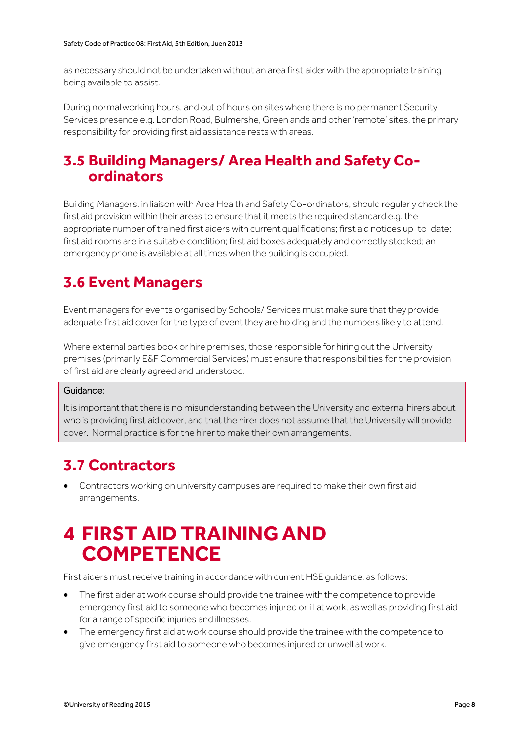as necessary should not be undertaken without an area first aider with the appropriate training being available to assist.

During normal working hours, and out of hours on sites where there is no permanent Security Services presence e.g. London Road, Bulmershe, Greenlands and other 'remote' sites, the primary responsibility for providing first aid assistance rests with areas.

## 3.5 Building Managers/ Area Health and Safety Co-ordinators

Building Managers, in liaison with Area Health and Safety Co-ordinators, should regularly check the first aid provision within their areas to ensure that it meets the required standard e.g. the appropriate number of trained first aiders with current qualifications; first aid notices up-to-date; first aid rooms are in a suitable condition; first aid boxes adequately and correctly stocked; an emergency phone is available at all times when the building is occupied.

## 3.6 Event Managers

Event managers for events organised by Schools/ Services must make sure that they provide adequate first aid cover for the type of event they are holding and the numbers likely to attend.

Where external parties book or hire premises, those responsible for hiring out the University premises (primarily E&F Commercial Services) must ensure that responsibilities for the provision of first aid are clearly agreed and understood.

> Guidance:
>
> It is important that there is no misunderstanding between the University and external hirers about who is providing first aid cover, and that the hirer does not assume that the University will provide cover. Normal practice is for the hirer to make their own arrangements.

## 3.7 Contractors

- Contractors working on university campuses are required to make their own first aid arrangements.

# 4 FIRST AID TRAINING AND COMPETENCE

First aiders must receive training in accordance with current HSE guidance, as follows:

- The first aider at work course should provide the trainee with the competence to provide emergency first aid to someone who becomes injured or ill at work, as well as providing first aid for a range of specific injuries and illnesses.
- The emergency first aid at work course should provide the trainee with the competence to give emergency first aid to someone who becomes injured or unwell at work.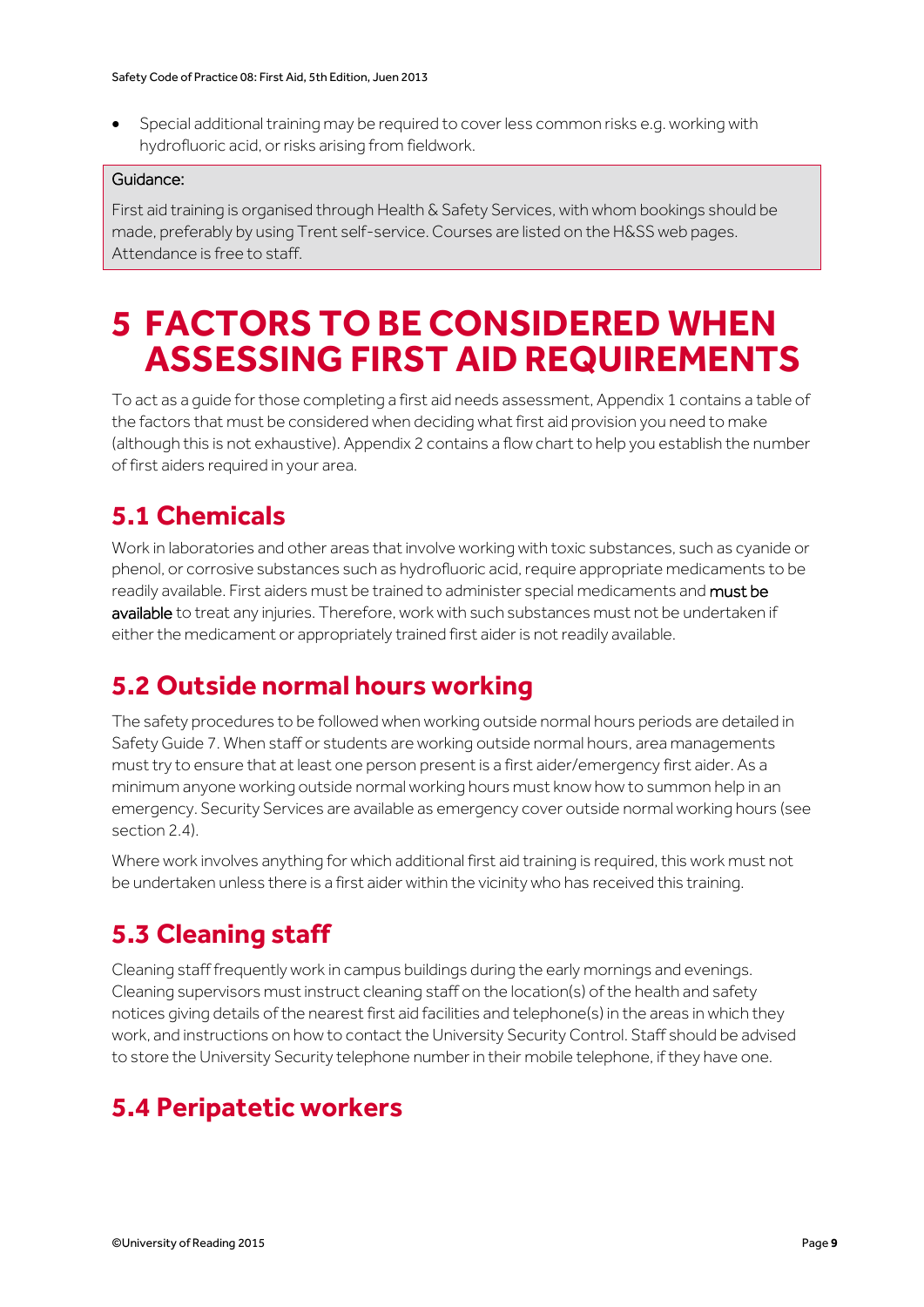- Special additional training may be required to cover less common risks e.g. working with hydrofluoric acid, or risks arising from fieldwork.

> Guidance:
>
> First aid training is organised through Health & Safety Services, with whom bookings should be made, preferably by using Trent self-service. Courses are listed on the H&SS web pages. Attendance is free to staff.

# 5 FACTORS TO BE CONSIDERED WHEN ASSESSING FIRST AID REQUIREMENTS

To act as a guide for those completing a first aid needs assessment, Appendix 1 contains a table of the factors that must be considered when deciding what first aid provision you need to make (although this is not exhaustive). Appendix 2 contains a flow chart to help you establish the number of first aiders required in your area.

## 5.1 Chemicals

Work in laboratories and other areas that involve working with toxic substances, such as cyanide or phenol, or corrosive substances such as hydrofluoric acid, require appropriate medicaments to be readily available. First aiders must be trained to administer special medicaments and **must be available** to treat any injuries. Therefore, work with such substances must not be undertaken if either the medicament or appropriately trained first aider is not readily available.

## 5.2 Outside normal hours working

The safety procedures to be followed when working outside normal hours periods are detailed in Safety Guide 7. When staff or students are working outside normal hours, area managements must try to ensure that at least one person present is a first aider/emergency first aider. As a minimum anyone working outside normal working hours must know how to summon help in an emergency. Security Services are available as emergency cover outside normal working hours (see section 2.4).

Where work involves anything for which additional first aid training is required, this work must not be undertaken unless there is a first aider within the vicinity who has received this training.

## 5.3 Cleaning staff

Cleaning staff frequently work in campus buildings during the early mornings and evenings. Cleaning supervisors must instruct cleaning staff on the location(s) of the health and safety notices giving details of the nearest first aid facilities and telephone(s) in the areas in which they work, and instructions on how to contact the University Security Control. Staff should be advised to store the University Security telephone number in their mobile telephone, if they have one.

## 5.4 Peripatetic workers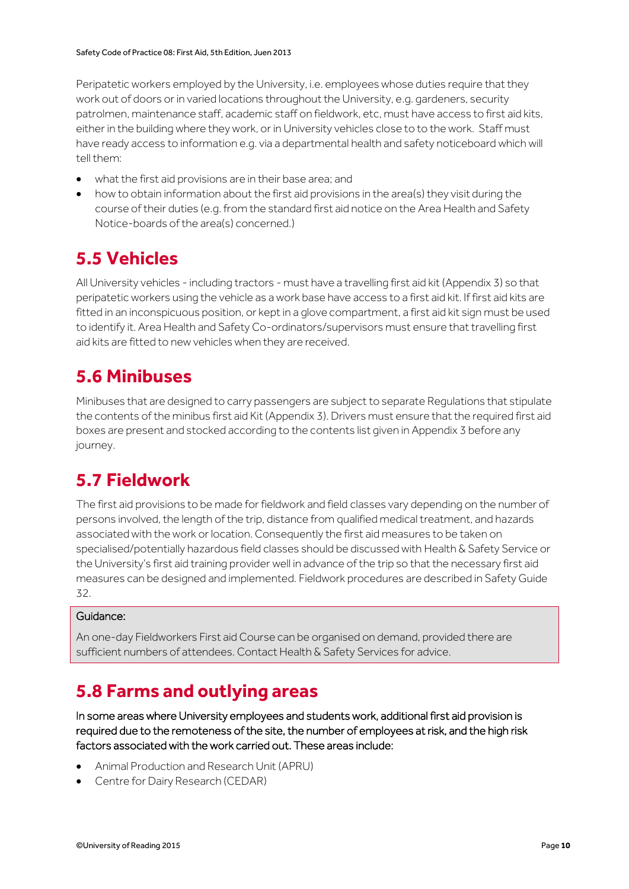Peripatetic workers employed by the University, i.e. employees whose duties require that they work out of doors or in varied locations throughout the University, e.g. gardeners, security patrolmen, maintenance staff, academic staff on fieldwork, etc, must have access to first aid kits, either in the building where they work, or in University vehicles close to to the work. Staff must have ready access to information e.g. via a departmental health and safety noticeboard which will tell them:

- what the first aid provisions are in their base area; and
- how to obtain information about the first aid provisions in the area(s) they visit during the course of their duties (e.g. from the standard first aid notice on the Area Health and Safety Notice-boards of the area(s) concerned.)

## 5.5 Vehicles

All University vehicles - including tractors - must have a travelling first aid kit (Appendix 3) so that peripatetic workers using the vehicle as a work base have access to a first aid kit. If first aid kits are fitted in an inconspicuous position, or kept in a glove compartment, a first aid kit sign must be used to identify it. Area Health and Safety Co-ordinators/supervisors must ensure that travelling first aid kits are fitted to new vehicles when they are received.

## 5.6 Minibuses

Minibuses that are designed to carry passengers are subject to separate Regulations that stipulate the contents of the minibus first aid Kit (Appendix 3). Drivers must ensure that the required first aid boxes are present and stocked according to the contents list given in Appendix 3 before any journey.

## 5.7 Fieldwork

The first aid provisions to be made for fieldwork and field classes vary depending on the number of persons involved, the length of the trip, distance from qualified medical treatment, and hazards associated with the work or location. Consequently the first aid measures to be taken on specialised/potentially hazardous field classes should be discussed with Health & Safety Service or the University's first aid training provider well in advance of the trip so that the necessary first aid measures can be designed and implemented. Fieldwork procedures are described in Safety Guide 32.

> Guidance:
>
> An one-day Fieldworkers First aid Course can be organised on demand, provided there are sufficient numbers of attendees. Contact Health & Safety Services for advice.

## 5.8 Farms and outlying areas

In some areas where University employees and students work, additional first aid provision is required due to the remoteness of the site, the number of employees at risk, and the high risk factors associated with the work carried out. These areas include:

- Animal Production and Research Unit (APRU)
- Centre for Dairy Research (CEDAR)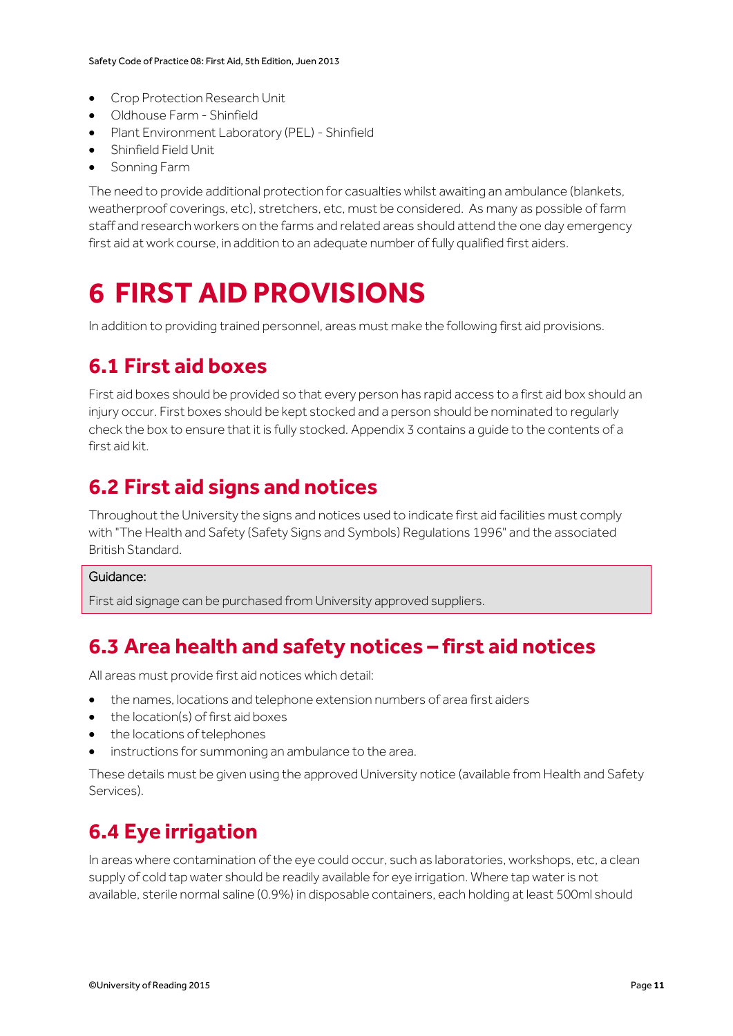- Crop Protection Research Unit
- Oldhouse Farm - Shinfield
- Plant Environment Laboratory (PEL) - Shinfield
- Shinfield Field Unit
- Sonning Farm

The need to provide additional protection for casualties whilst awaiting an ambulance (blankets, weatherproof coverings, etc), stretchers, etc, must be considered. As many as possible of farm staff and research workers on the farms and related areas should attend the one day emergency first aid at work course, in addition to an adequate number of fully qualified first aiders.

# 6 FIRST AID PROVISIONS

In addition to providing trained personnel, areas must make the following first aid provisions.

## 6.1 First aid boxes

First aid boxes should be provided so that every person has rapid access to a first aid box should an injury occur. First boxes should be kept stocked and a person should be nominated to regularly check the box to ensure that it is fully stocked. Appendix 3 contains a guide to the contents of a first aid kit.

## 6.2 First aid signs and notices

Throughout the University the signs and notices used to indicate first aid facilities must comply with "The Health and Safety (Safety Signs and Symbols) Regulations 1996" and the associated British Standard.

> Guidance:
>
> First aid signage can be purchased from University approved suppliers.

## 6.3 Area health and safety notices – first aid notices

All areas must provide first aid notices which detail:

- the names, locations and telephone extension numbers of area first aiders
- the location(s) of first aid boxes
- the locations of telephones
- instructions for summoning an ambulance to the area.

These details must be given using the approved University notice (available from Health and Safety Services).

## 6.4 Eye irrigation

In areas where contamination of the eye could occur, such as laboratories, workshops, etc, a clean supply of cold tap water should be readily available for eye irrigation. Where tap water is not available, sterile normal saline (0.9%) in disposable containers, each holding at least 500ml should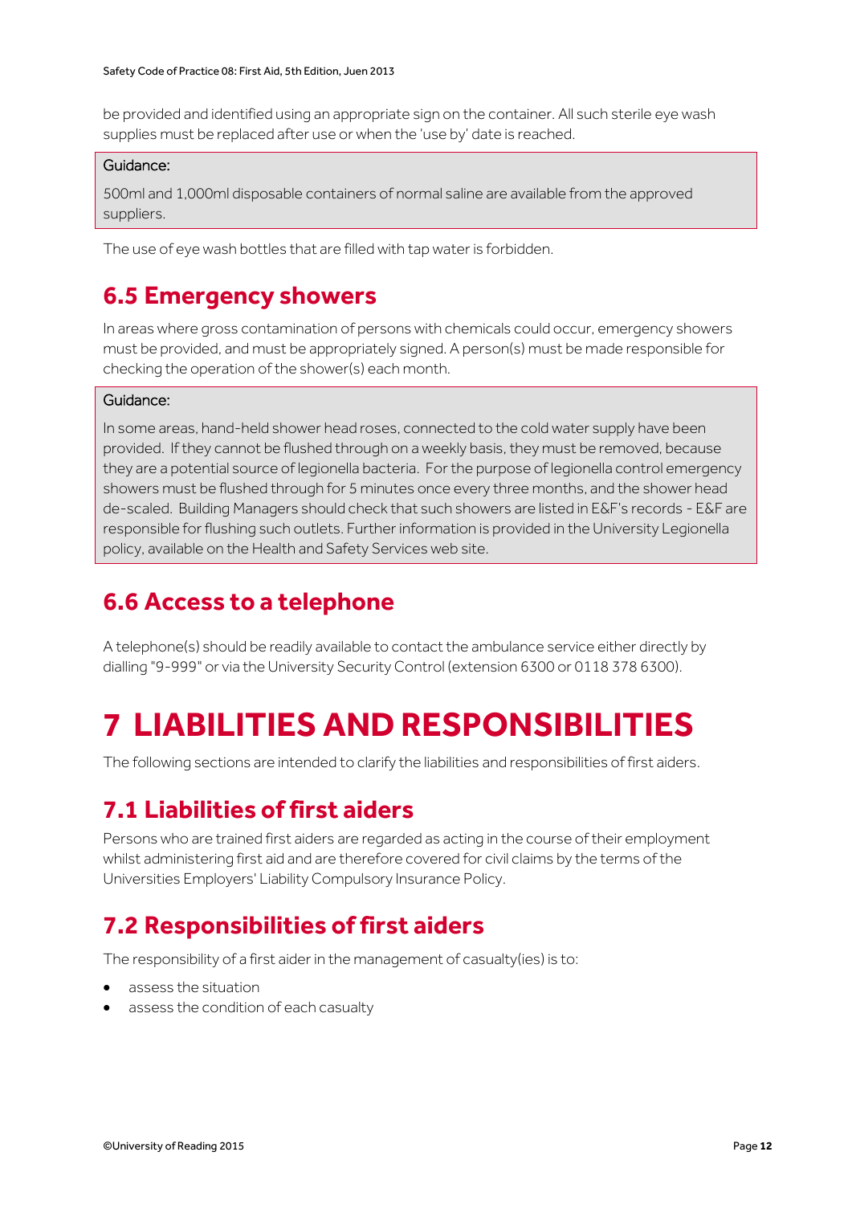be provided and identified using an appropriate sign on the container. All such sterile eye wash supplies must be replaced after use or when the 'use by' date is reached.

> Guidance:
>
> 500ml and 1,000ml disposable containers of normal saline are available from the approved suppliers.

The use of eye wash bottles that are filled with tap water is forbidden.

## 6.5 Emergency showers

In areas where gross contamination of persons with chemicals could occur, emergency showers must be provided, and must be appropriately signed. A person(s) must be made responsible for checking the operation of the shower(s) each month.

> Guidance:
>
> In some areas, hand-held shower head roses, connected to the cold water supply have been provided. If they cannot be flushed through on a weekly basis, they must be removed, because they are a potential source of legionella bacteria. For the purpose of legionella control emergency showers must be flushed through for 5 minutes once every three months, and the shower head de-scaled. Building Managers should check that such showers are listed in E&F's records - E&F are responsible for flushing such outlets. Further information is provided in the University Legionella policy, available on the Health and Safety Services web site.

## 6.6 Access to a telephone

A telephone(s) should be readily available to contact the ambulance service either directly by dialling "9-999" or via the University Security Control (extension 6300 or 0118 378 6300).

# 7 LIABILITIES AND RESPONSIBILITIES

The following sections are intended to clarify the liabilities and responsibilities of first aiders.

## 7.1 Liabilities of first aiders

Persons who are trained first aiders are regarded as acting in the course of their employment whilst administering first aid and are therefore covered for civil claims by the terms of the Universities Employers' Liability Compulsory Insurance Policy.

## 7.2 Responsibilities of first aiders

The responsibility of a first aider in the management of casualty(ies) is to:

- assess the situation
- assess the condition of each casualty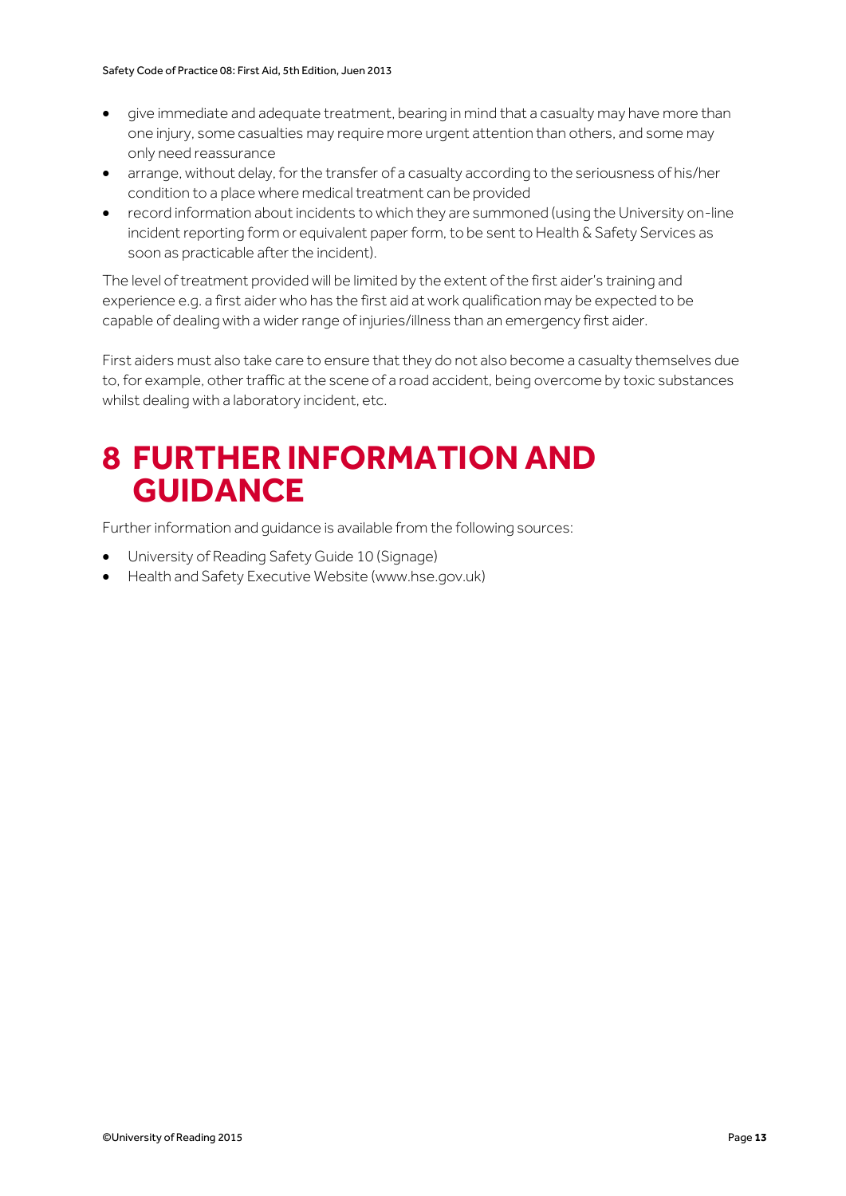- give immediate and adequate treatment, bearing in mind that a casualty may have more than one injury, some casualties may require more urgent attention than others, and some may only need reassurance
- arrange, without delay, for the transfer of a casualty according to the seriousness of his/her condition to a place where medical treatment can be provided
- record information about incidents to which they are summoned (using the University on-line incident reporting form or equivalent paper form, to be sent to Health & Safety Services as soon as practicable after the incident).

The level of treatment provided will be limited by the extent of the first aider's training and experience e.g. a first aider who has the first aid at work qualification may be expected to be capable of dealing with a wider range of injuries/illness than an emergency first aider.

First aiders must also take care to ensure that they do not also become a casualty themselves due to, for example, other traffic at the scene of a road accident, being overcome by toxic substances whilst dealing with a laboratory incident, etc.

# 8 FURTHER INFORMATION AND GUIDANCE

Further information and guidance is available from the following sources:

- University of Reading Safety Guide 10 (Signage)
- Health and Safety Executive Website (www.hse.gov.uk)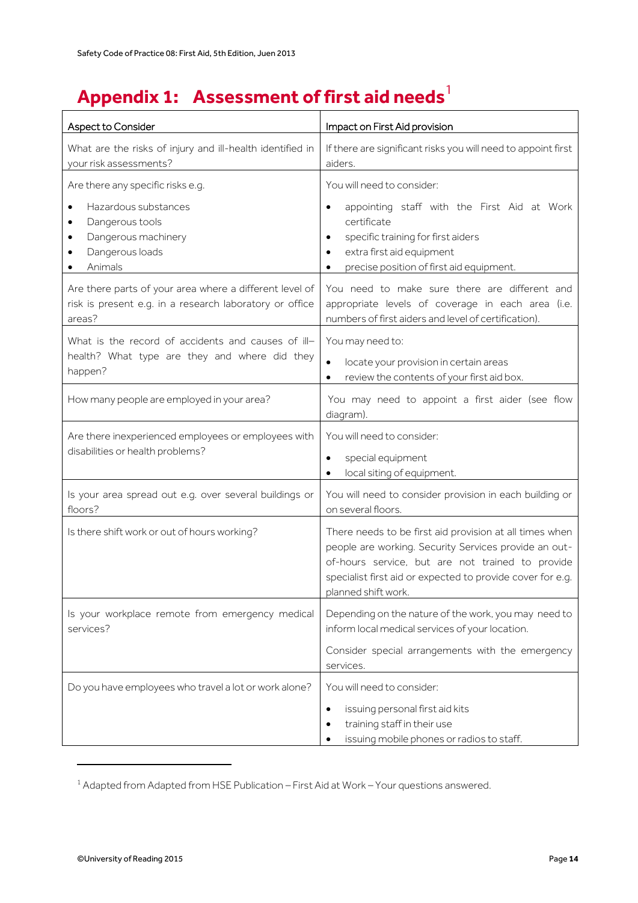# Appendix 1: Assessment of first aid needs[1]

| Aspect to Consider | Impact on First Aid provision |
|---|---|
| What are the risks of injury and ill-health identified in your risk assessments? | If there are significant risks you will need to appoint first aiders. |
| Are there any specific risks e.g.<br>• Hazardous substances<br>• Dangerous tools<br>• Dangerous machinery<br>• Dangerous loads<br>• Animals | You will need to consider:<br>• appointing staff with the First Aid at Work certificate<br>• specific training for first aiders<br>• extra first aid equipment<br>• precise position of first aid equipment. |
| Are there parts of your area where a different level of risk is present e.g. in a research laboratory or office areas? | You need to make sure there are different and appropriate levels of coverage in each area (i.e. numbers of first aiders and level of certification). |
| What is the record of accidents and causes of ill-health? What type are they and where did they happen? | You may need to:<br>• locate your provision in certain areas<br>• review the contents of your first aid box. |
| How many people are employed in your area? | You may need to appoint a first aider (see flow diagram). |
| Are there inexperienced employees or employees with disabilities or health problems? | You will need to consider:<br>• special equipment<br>• local siting of equipment. |
| Is your area spread out e.g. over several buildings or floors? | You will need to consider provision in each building or on several floors. |
| Is there shift work or out of hours working? | There needs to be first aid provision at all times when people are working. Security Services provide an out-of-hours service, but are not trained to provide specialist first aid or expected to provide cover for e.g. planned shift work. |
| Is your workplace remote from emergency medical services? | Depending on the nature of the work, you may need to inform local medical services of your location.<br><br>Consider special arrangements with the emergency services. |
| Do you have employees who travel a lot or work alone? | You will need to consider:<br>• issuing personal first aid kits<br>• training staff in their use<br>• issuing mobile phones or radios to staff. |

[1] Adapted from Adapted from HSE Publication – First Aid at Work – Your questions answered.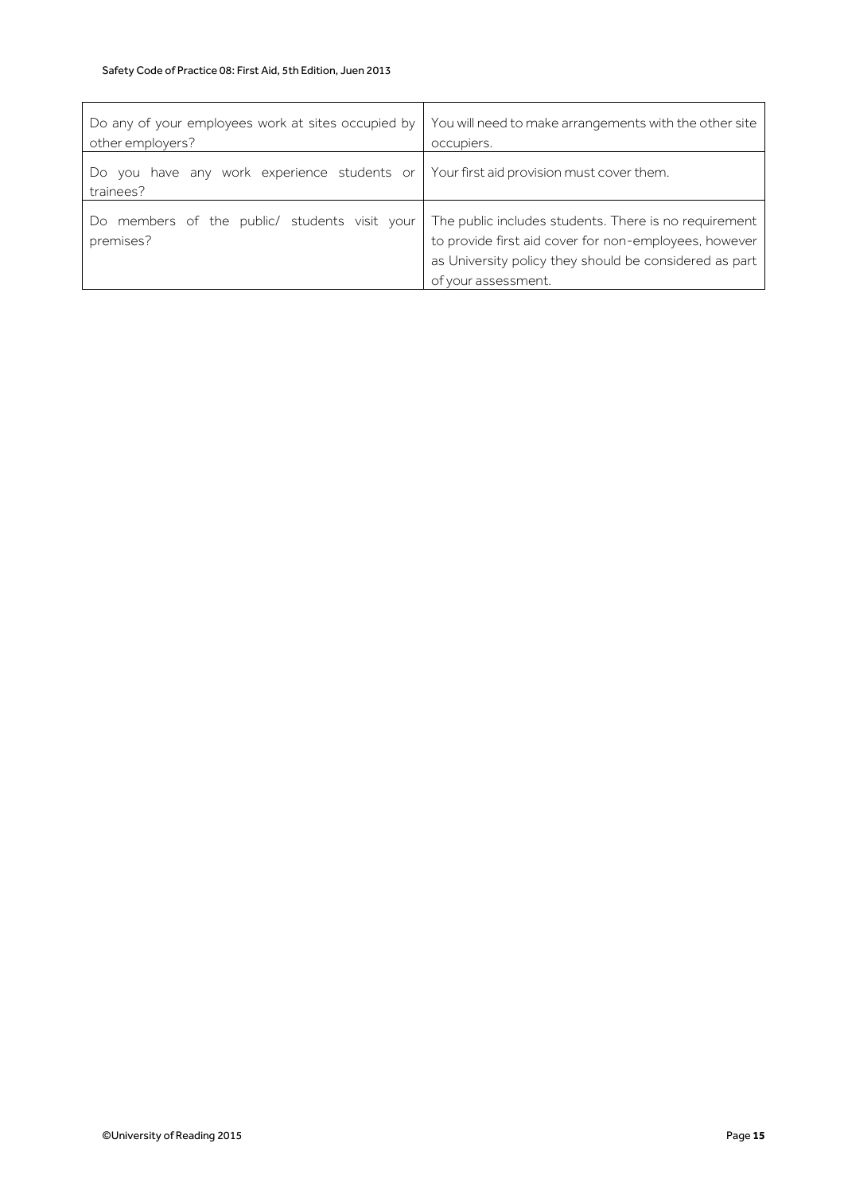| | |
|---|---|
| Do any of your employees work at sites occupied by other employers? | You will need to make arrangements with the other site occupiers. |
| Do you have any work experience students or trainees? | Your first aid provision must cover them. |
| Do members of the public/ students visit your premises? | The public includes students. There is no requirement to provide first aid cover for non-employees, however as University policy they should be considered as part of your assessment. |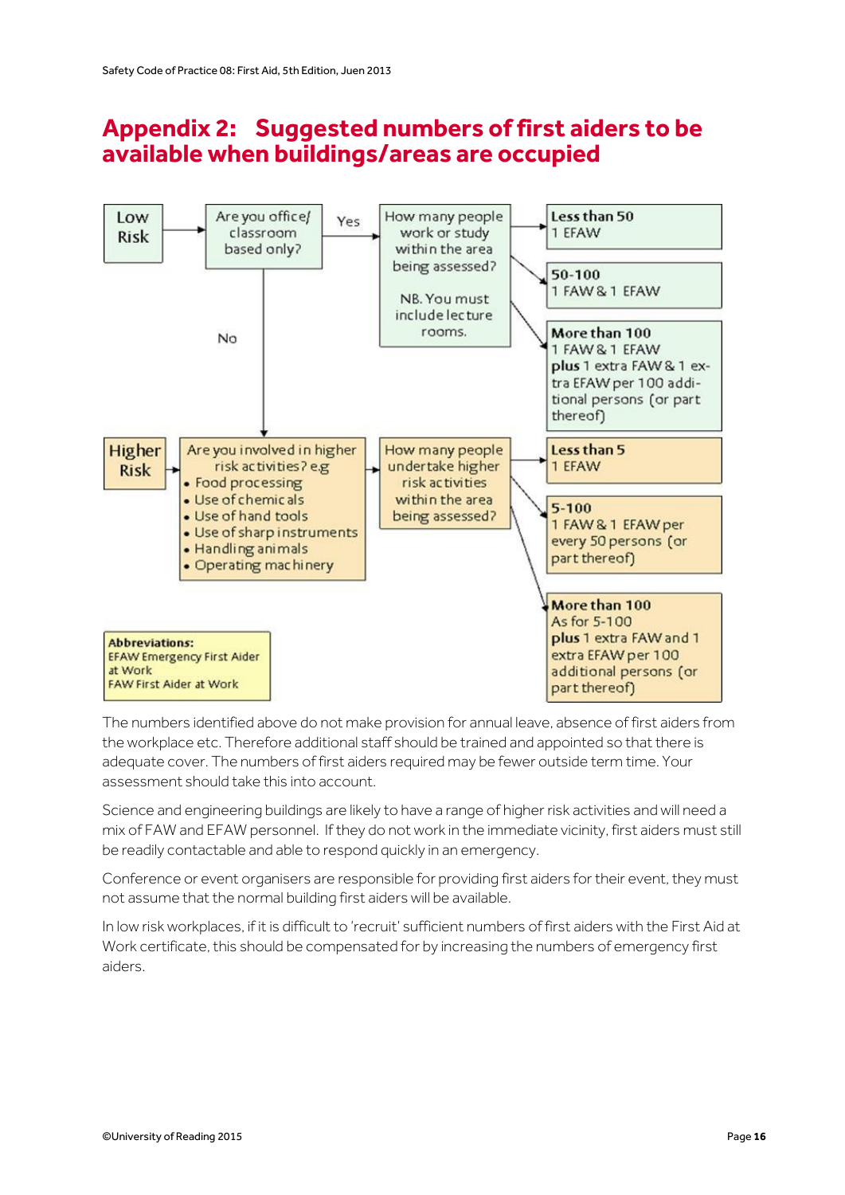## Appendix 2: Suggested numbers of first aiders to be available when buildings/areas are occupied

**Low Risk** → Are you office/ classroom based only?

- **Yes** → How many people work or study within the area being assessed? NB. You must include lecture rooms.
  - **Less than 50**: 1 EFAW
  - **50-100**: 1 FAW & 1 EFAW
  - **More than 100**: 1 FAW & 1 EFAW **plus** 1 extra FAW & 1 extra EFAW per 100 additional persons (or part thereof)
- **No** → continue to Higher Risk

**Higher Risk** → Are you involved in higher risk activities? e.g
- Food processing
- Use of chemicals
- Use of hand tools
- Use of sharp instruments
- Handling animals
- Operating machinery

→ How many people undertake higher risk activities within the area being assessed?
  - **Less than 5**: 1 EFAW
  - **5-100**: 1 FAW & 1 EFAW per every 50 persons (or part thereof)
  - **More than 100**: As for 5-100 **plus** 1 extra FAW and 1 extra EFAW per 100 additional persons (or part thereof)

**Abbreviations:**
EFAW Emergency First Aider at Work
FAW First Aider at Work

The numbers identified above do not make provision for annual leave, absence of first aiders from the workplace etc. Therefore additional staff should be trained and appointed so that there is adequate cover. The numbers of first aiders required may be fewer outside term time. Your assessment should take this into account.

Science and engineering buildings are likely to have a range of higher risk activities and will need a mix of FAW and EFAW personnel. If they do not work in the immediate vicinity, first aiders must still be readily contactable and able to respond quickly in an emergency.

Conference or event organisers are responsible for providing first aiders for their event, they must not assume that the normal building first aiders will be available.

In low risk workplaces, if it is difficult to 'recruit' sufficient numbers of first aiders with the First Aid at Work certificate, this should be compensated for by increasing the numbers of emergency first aiders.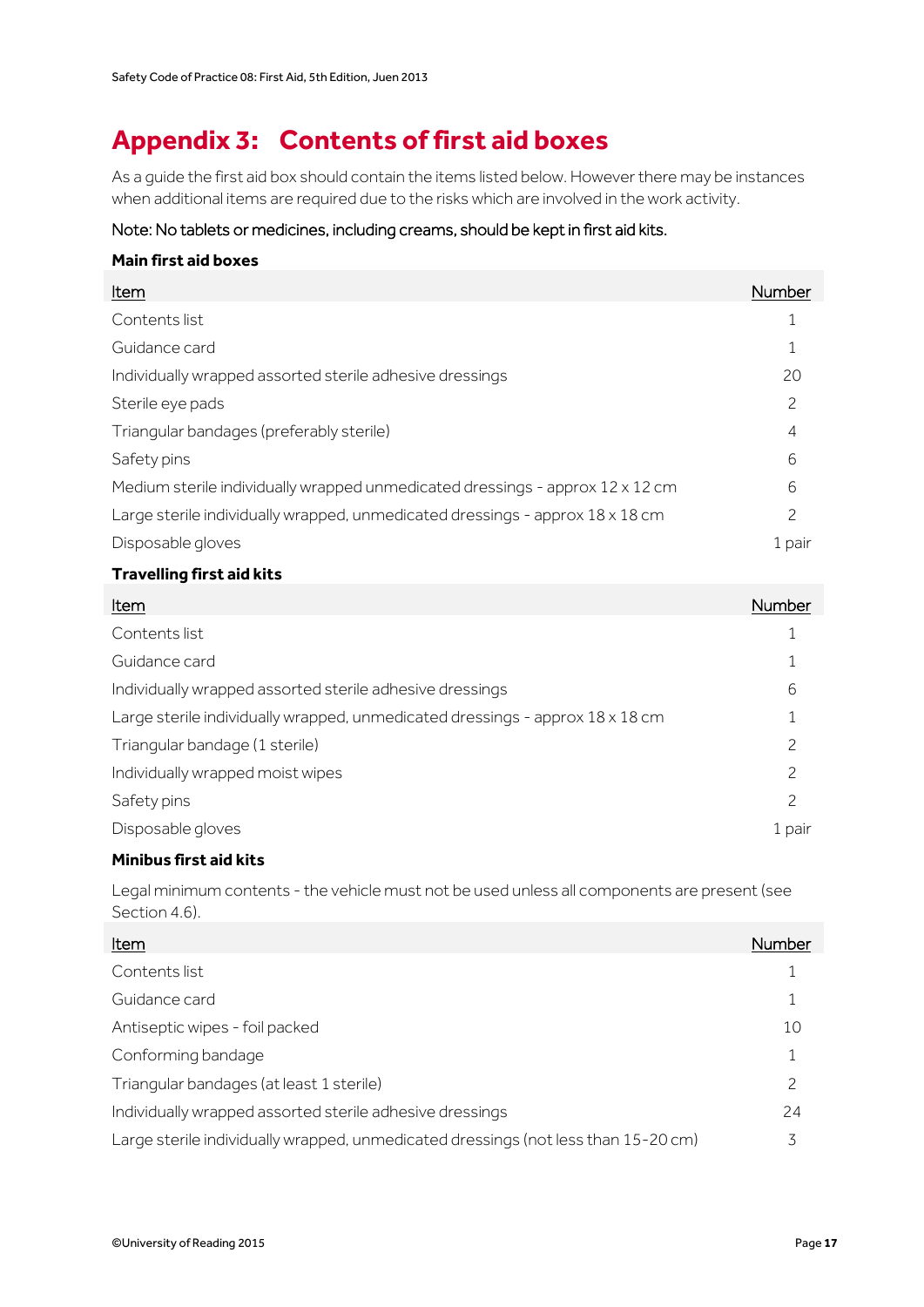# Appendix 3: Contents of first aid boxes

As a guide the first aid box should contain the items listed below. However there may be instances when additional items are required due to the risks which are involved in the work activity.

Note: No tablets or medicines, including creams, should be kept in first aid kits.

**Main first aid boxes**

| Item | Number |
|---|---|
| Contents list | 1 |
| Guidance card | 1 |
| Individually wrapped assorted sterile adhesive dressings | 20 |
| Sterile eye pads | 2 |
| Triangular bandages (preferably sterile) | 4 |
| Safety pins | 6 |
| Medium sterile individually wrapped unmedicated dressings - approx 12 x 12 cm | 6 |
| Large sterile individually wrapped, unmedicated dressings - approx 18 x 18 cm | 2 |
| Disposable gloves | 1 pair |

**Travelling first aid kits**

| Item | Number |
|---|---|
| Contents list | 1 |
| Guidance card | 1 |
| Individually wrapped assorted sterile adhesive dressings | 6 |
| Large sterile individually wrapped, unmedicated dressings - approx 18 x 18 cm | 1 |
| Triangular bandage (1 sterile) | 2 |
| Individually wrapped moist wipes | 2 |
| Safety pins | 2 |
| Disposable gloves | 1 pair |

**Minibus first aid kits**

Legal minimum contents - the vehicle must not be used unless all components are present (see Section 4.6).

| Item | Number |
|---|---|
| Contents list | 1 |
| Guidance card | 1 |
| Antiseptic wipes - foil packed | 10 |
| Conforming bandage | 1 |
| Triangular bandages (at least 1 sterile) | 2 |
| Individually wrapped assorted sterile adhesive dressings | 24 |
| Large sterile individually wrapped, unmedicated dressings (not less than 15-20 cm) | 3 |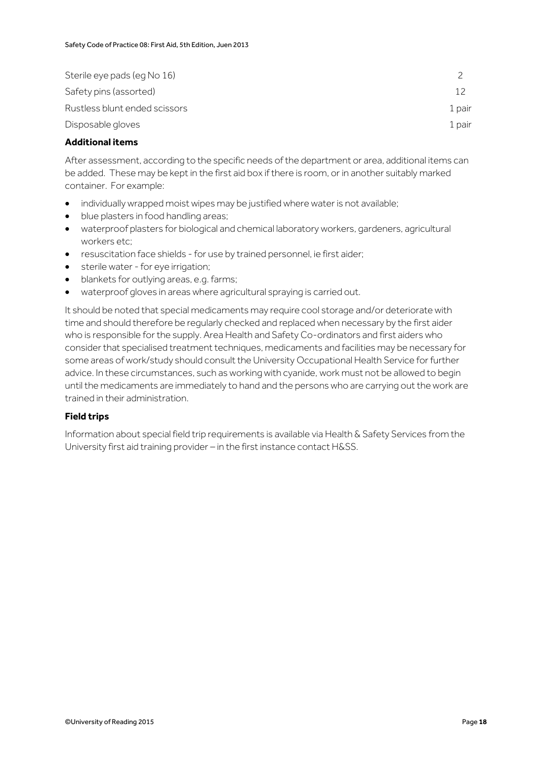| | |
|---|---|
| Sterile eye pads (eg No 16) | 2 |
| Safety pins (assorted) | 12 |
| Rustless blunt ended scissors | 1 pair |
| Disposable gloves | 1 pair |

### Additional items

After assessment, according to the specific needs of the department or area, additional items can be added. These may be kept in the first aid box if there is room, or in another suitably marked container. For example:

- individually wrapped moist wipes may be justified where water is not available;
- blue plasters in food handling areas;
- waterproof plasters for biological and chemical laboratory workers, gardeners, agricultural workers etc;
- resuscitation face shields - for use by trained personnel, ie first aider;
- sterile water - for eye irrigation;
- blankets for outlying areas, e.g. farms;
- waterproof gloves in areas where agricultural spraying is carried out.

It should be noted that special medicaments may require cool storage and/or deteriorate with time and should therefore be regularly checked and replaced when necessary by the first aider who is responsible for the supply. Area Health and Safety Co-ordinators and first aiders who consider that specialised treatment techniques, medicaments and facilities may be necessary for some areas of work/study should consult the University Occupational Health Service for further advice. In these circumstances, such as working with cyanide, work must not be allowed to begin until the medicaments are immediately to hand and the persons who are carrying out the work are trained in their administration.

### Field trips

Information about special field trip requirements is available via Health & Safety Services from the University first aid training provider – in the first instance contact H&SS.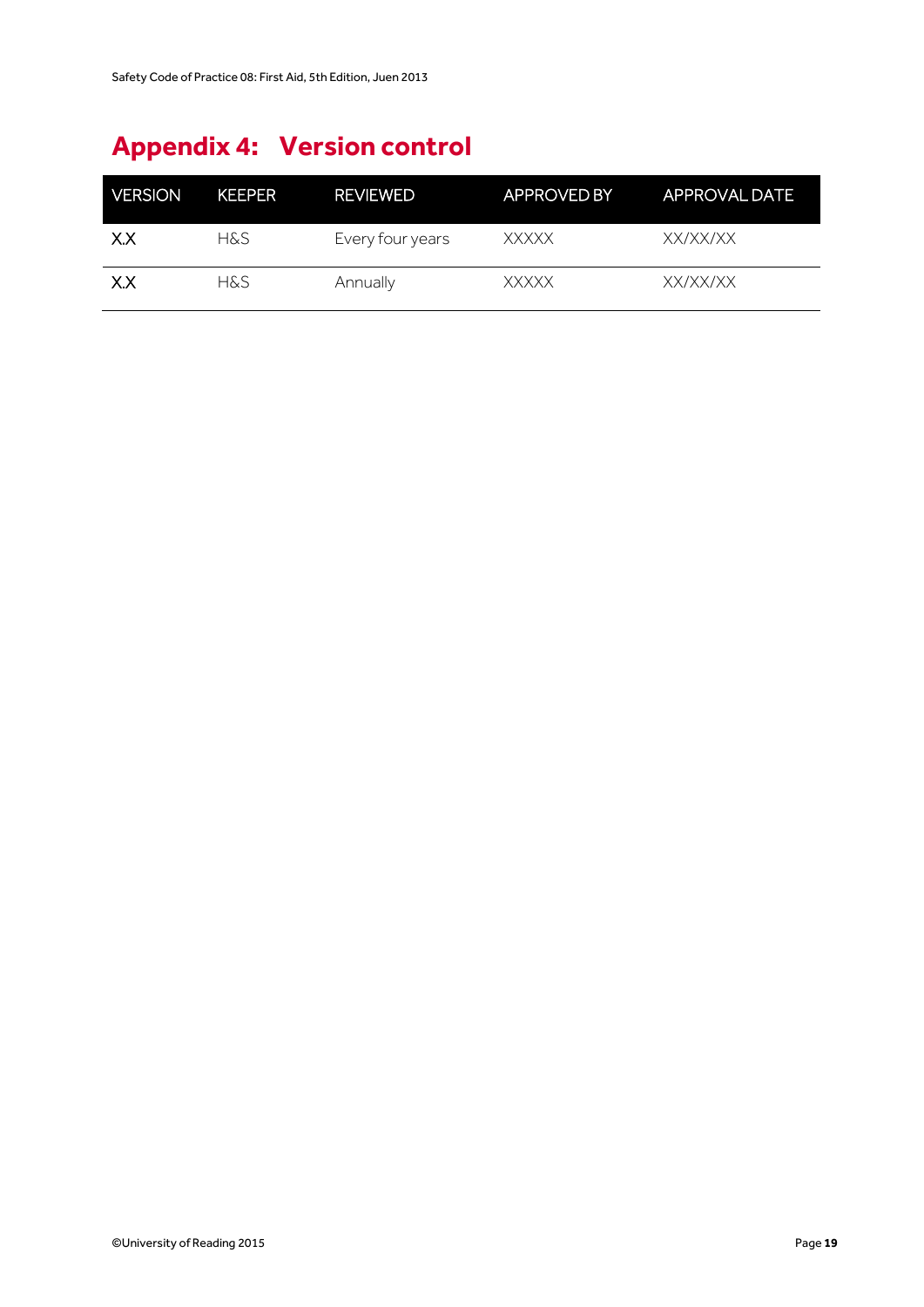# Appendix 4: Version control

| VERSION | KEEPER | REVIEWED | APPROVED BY | APPROVAL DATE |
|---|---|---|---|---|
| X.X | H&S | Every four years | XXXXX | XX/XX/XX |
| X.X | H&S | Annually | XXXXX | XX/XX/XX |